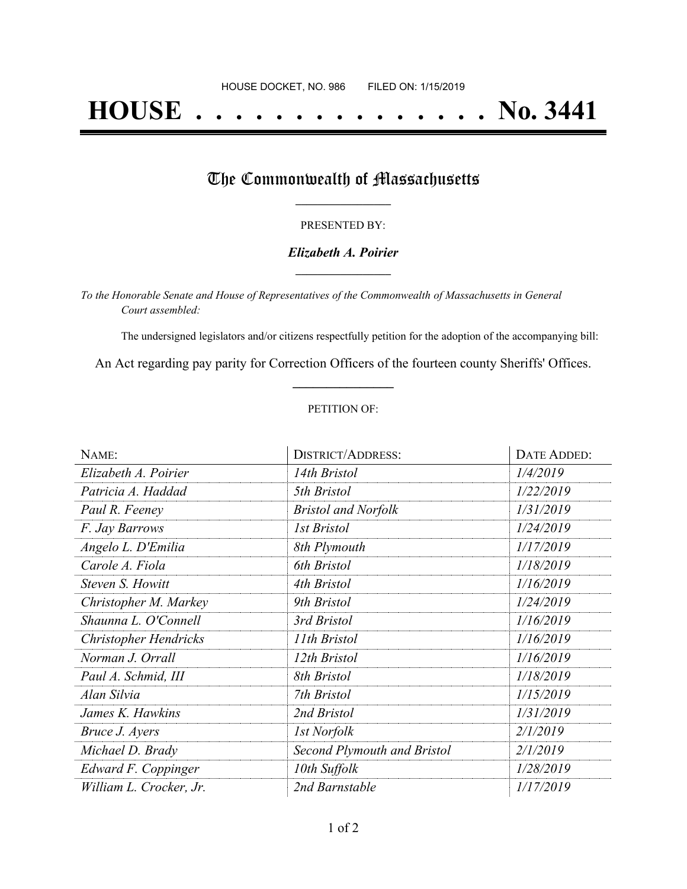HOUSE DOCKET, NO. 986 FILED ON: 1/15/2019

# HOUSE . . . . . . . . . . . . . . . No. 3441

## The Commonwealth of Massachusetts

PRESENTED BY:

***Elizabeth A. Poirier***

*To the Honorable Senate and House of Representatives of the Commonwealth of Massachusetts in General Court assembled:*

The undersigned legislators and/or citizens respectfully petition for the adoption of the accompanying bill:

An Act regarding pay parity for Correction Officers of the fourteen county Sheriffs' Offices.

PETITION OF:

| NAME: | DISTRICT/ADDRESS: | DATE ADDED: |
|---|---|---|
| *Elizabeth A. Poirier* | *14th Bristol* | *1/4/2019* |
| *Patricia A. Haddad* | *5th Bristol* | *1/22/2019* |
| *Paul R. Feeney* | *Bristol and Norfolk* | *1/31/2019* |
| *F. Jay Barrows* | *1st Bristol* | *1/24/2019* |
| *Angelo L. D'Emilia* | *8th Plymouth* | *1/17/2019* |
| *Carole A. Fiola* | *6th Bristol* | *1/18/2019* |
| *Steven S. Howitt* | *4th Bristol* | *1/16/2019* |
| *Christopher M. Markey* | *9th Bristol* | *1/24/2019* |
| *Shaunna L. O'Connell* | *3rd Bristol* | *1/16/2019* |
| *Christopher Hendricks* | *11th Bristol* | *1/16/2019* |
| *Norman J. Orrall* | *12th Bristol* | *1/16/2019* |
| *Paul A. Schmid, III* | *8th Bristol* | *1/18/2019* |
| *Alan Silvia* | *7th Bristol* | *1/15/2019* |
| *James K. Hawkins* | *2nd Bristol* | *1/31/2019* |
| *Bruce J. Ayers* | *1st Norfolk* | *2/1/2019* |
| *Michael D. Brady* | *Second Plymouth and Bristol* | *2/1/2019* |
| *Edward F. Coppinger* | *10th Suffolk* | *1/28/2019* |
| *William L. Crocker, Jr.* | *2nd Barnstable* | *1/17/2019* |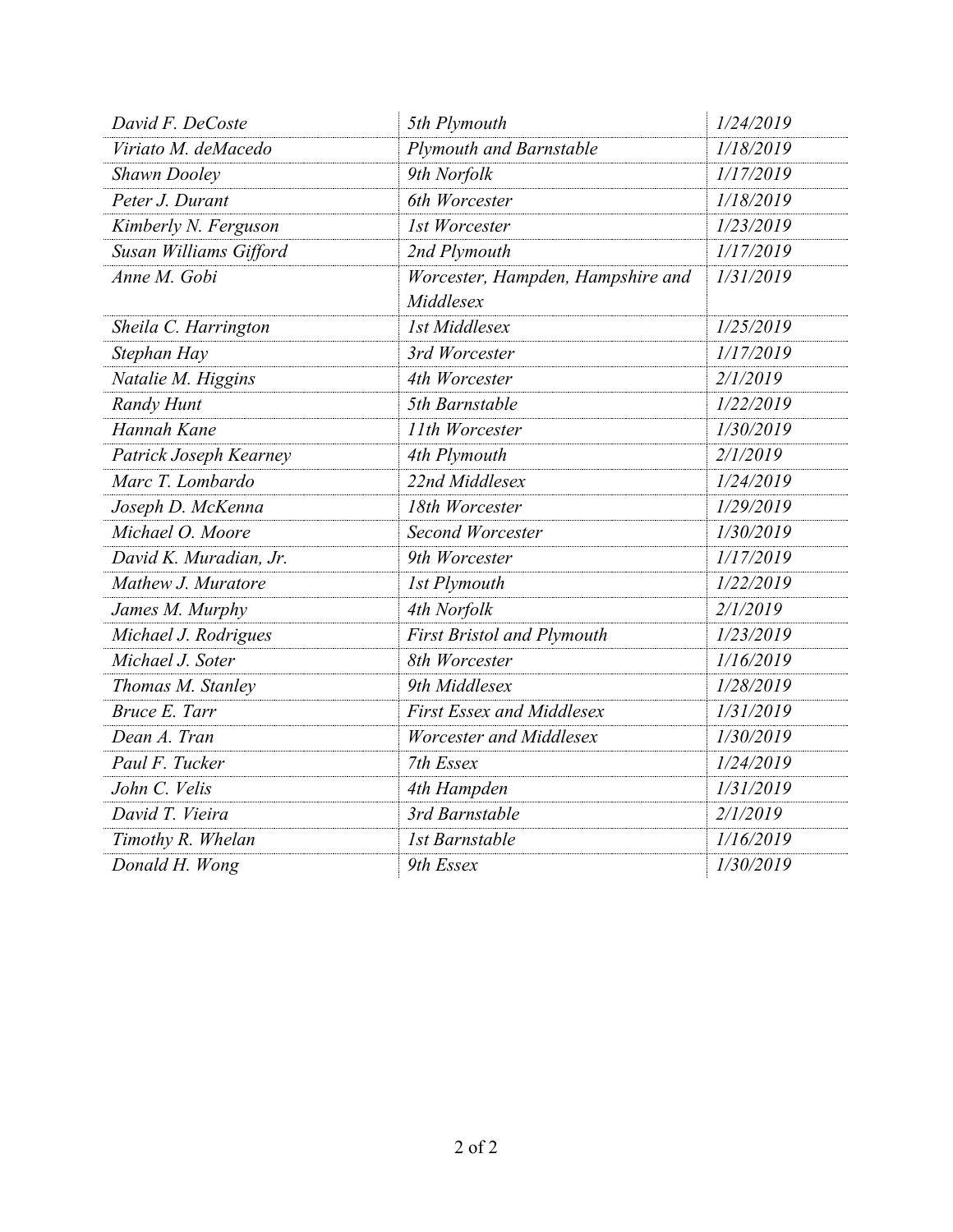| | | |
|---|---|---|
| *David F. DeCoste* | *5th Plymouth* | *1/24/2019* |
| *Viriato M. deMacedo* | *Plymouth and Barnstable* | *1/18/2019* |
| *Shawn Dooley* | *9th Norfolk* | *1/17/2019* |
| *Peter J. Durant* | *6th Worcester* | *1/18/2019* |
| *Kimberly N. Ferguson* | *1st Worcester* | *1/23/2019* |
| *Susan Williams Gifford* | *2nd Plymouth* | *1/17/2019* |
| *Anne M. Gobi* | *Worcester, Hampden, Hampshire and Middlesex* | *1/31/2019* |
| *Sheila C. Harrington* | *1st Middlesex* | *1/25/2019* |
| *Stephan Hay* | *3rd Worcester* | *1/17/2019* |
| *Natalie M. Higgins* | *4th Worcester* | *2/1/2019* |
| *Randy Hunt* | *5th Barnstable* | *1/22/2019* |
| *Hannah Kane* | *11th Worcester* | *1/30/2019* |
| *Patrick Joseph Kearney* | *4th Plymouth* | *2/1/2019* |
| *Marc T. Lombardo* | *22nd Middlesex* | *1/24/2019* |
| *Joseph D. McKenna* | *18th Worcester* | *1/29/2019* |
| *Michael O. Moore* | *Second Worcester* | *1/30/2019* |
| *David K. Muradian, Jr.* | *9th Worcester* | *1/17/2019* |
| *Mathew J. Muratore* | *1st Plymouth* | *1/22/2019* |
| *James M. Murphy* | *4th Norfolk* | *2/1/2019* |
| *Michael J. Rodrigues* | *First Bristol and Plymouth* | *1/23/2019* |
| *Michael J. Soter* | *8th Worcester* | *1/16/2019* |
| *Thomas M. Stanley* | *9th Middlesex* | *1/28/2019* |
| *Bruce E. Tarr* | *First Essex and Middlesex* | *1/31/2019* |
| *Dean A. Tran* | *Worcester and Middlesex* | *1/30/2019* |
| *Paul F. Tucker* | *7th Essex* | *1/24/2019* |
| *John C. Velis* | *4th Hampden* | *1/31/2019* |
| *David T. Vieira* | *3rd Barnstable* | *2/1/2019* |
| *Timothy R. Whelan* | *1st Barnstable* | *1/16/2019* |
| *Donald H. Wong* | *9th Essex* | *1/30/2019* |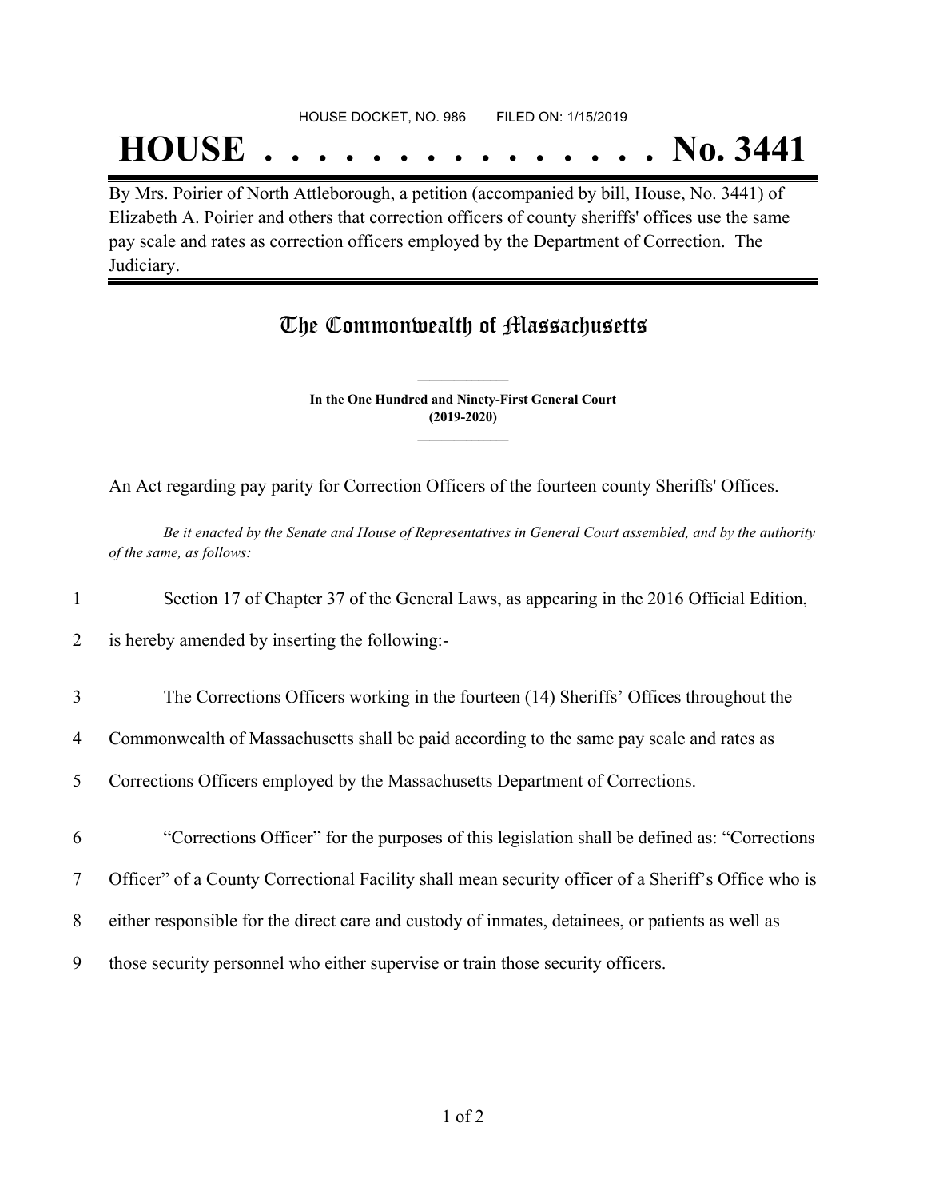HOUSE DOCKET, NO. 986 FILED ON: 1/15/2019

# HOUSE . . . . . . . . . . . . . . . No. 3441

By Mrs. Poirier of North Attleborough, a petition (accompanied by bill, House, No. 3441) of Elizabeth A. Poirier and others that correction officers of county sheriffs' offices use the same pay scale and rates as correction officers employed by the Department of Correction. The Judiciary.

## The Commonwealth of Massachusetts

**In the One Hundred and Ninety-First General Court**
**(2019-2020)**

An Act regarding pay parity for Correction Officers of the fourteen county Sheriffs' Offices.

*Be it enacted by the Senate and House of Representatives in General Court assembled, and by the authority of the same, as follows:*

1 Section 17 of Chapter 37 of the General Laws, as appearing in the 2016 Official Edition,
2 is hereby amended by inserting the following:-

3 The Corrections Officers working in the fourteen (14) Sheriffs' Offices throughout the
4 Commonwealth of Massachusetts shall be paid according to the same pay scale and rates as
5 Corrections Officers employed by the Massachusetts Department of Corrections.

6 "Corrections Officer" for the purposes of this legislation shall be defined as: "Corrections
7 Officer" of a County Correctional Facility shall mean security officer of a Sheriff's Office who is
8 either responsible for the direct care and custody of inmates, detainees, or patients as well as
9 those security personnel who either supervise or train those security officers.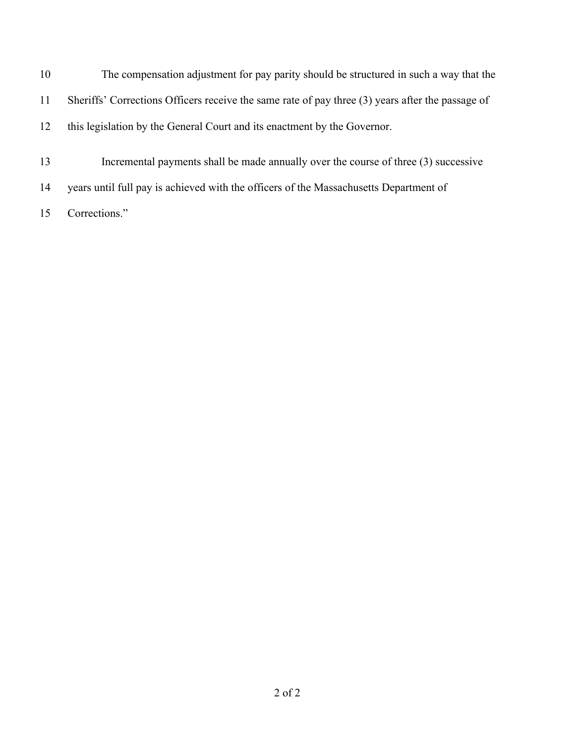The compensation adjustment for pay parity should be structured in such a way that the Sheriffs' Corrections Officers receive the same rate of pay three (3) years after the passage of this legislation by the General Court and its enactment by the Governor.

Incremental payments shall be made annually over the course of three (3) successive years until full pay is achieved with the officers of the Massachusetts Department of Corrections."